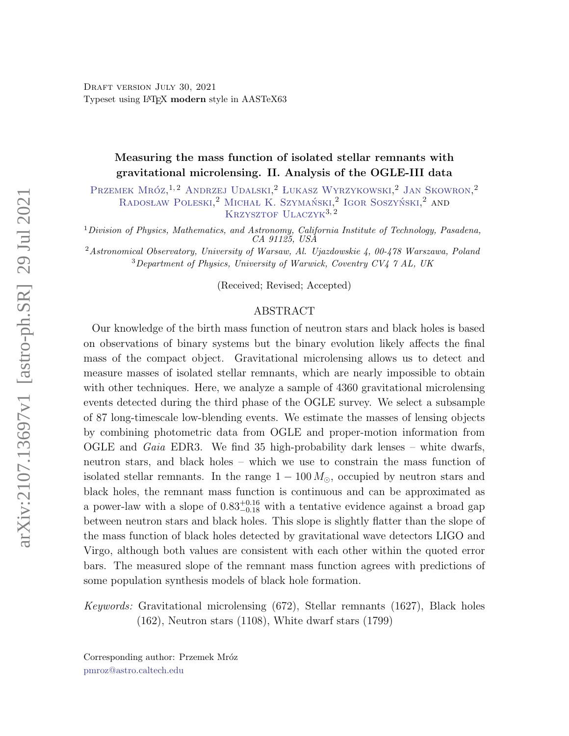Draft version July 30, 2021

Typeset using LaTeX **modern** style in AASTeX63

# Measuring the mass function of isolated stellar remnants with gravitational microlensing. II. Analysis of the OGLE-III data

Przemek Mróz,[1,2] Andrzej Udalski,[2] Łukasz Wyrzykowski,[2] Jan Skowron,[2] Radosław Poleski,[2] Michał K. Szymański,[2] Igor Soszyński,[2] and Krzysztof Ulaczyk[3,2]

[1] *Division of Physics, Mathematics, and Astronomy, California Institute of Technology, Pasadena, CA 91125, USA*

[2] *Astronomical Observatory, University of Warsaw, Al. Ujazdowskie 4, 00-478 Warszawa, Poland*

[3] *Department of Physics, University of Warwick, Coventry CV4 7 AL, UK*

(Received; Revised; Accepted)

## ABSTRACT

Our knowledge of the birth mass function of neutron stars and black holes is based on observations of binary systems but the binary evolution likely affects the final mass of the compact object. Gravitational microlensing allows us to detect and measure masses of isolated stellar remnants, which are nearly impossible to obtain with other techniques. Here, we analyze a sample of 4360 gravitational microlensing events detected during the third phase of the OGLE survey. We select a subsample of 87 long-timescale low-blending events. We estimate the masses of lensing objects by combining photometric data from OGLE and proper-motion information from OGLE and *Gaia* EDR3. We find 35 high-probability dark lenses – white dwarfs, neutron stars, and black holes – which we use to constrain the mass function of isolated stellar remnants. In the range $1 - 100\,M_{\odot}$, occupied by neutron stars and black holes, the remnant mass function is continuous and can be approximated as a power-law with a slope of $0.83^{+0.16}_{-0.18}$ with a tentative evidence against a broad gap between neutron stars and black holes. This slope is slightly flatter than the slope of the mass function of black holes detected by gravitational wave detectors LIGO and Virgo, although both values are consistent with each other within the quoted error bars. The measured slope of the remnant mass function agrees with predictions of some population synthesis models of black hole formation.

*Keywords:* Gravitational microlensing (672), Stellar remnants (1627), Black holes (162), Neutron stars (1108), White dwarf stars (1799)

Corresponding author: Przemek Mróz

pmroz@astro.caltech.edu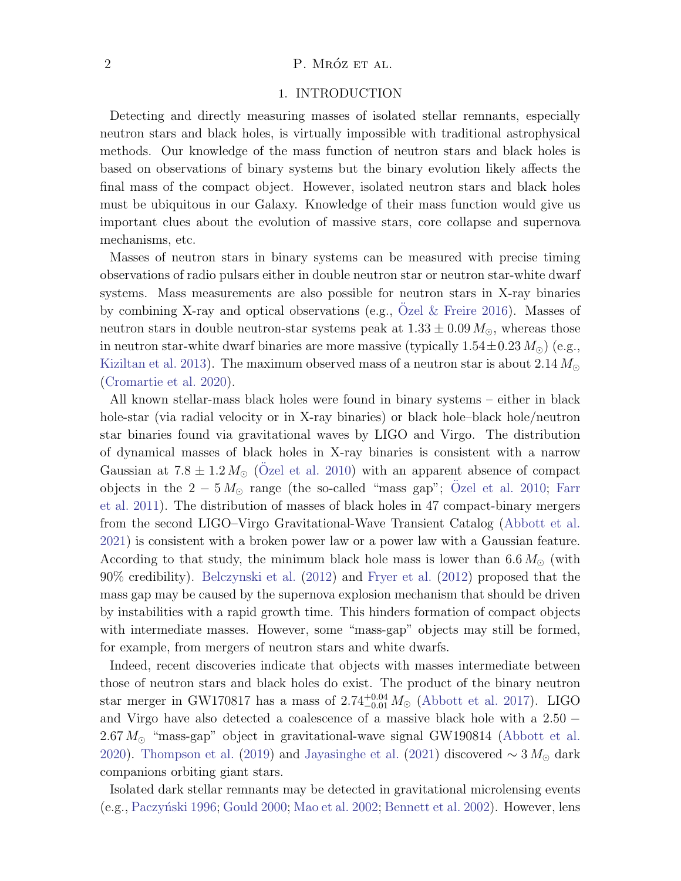## 1. INTRODUCTION

Detecting and directly measuring masses of isolated stellar remnants, especially neutron stars and black holes, is virtually impossible with traditional astrophysical methods. Our knowledge of the mass function of neutron stars and black holes is based on observations of binary systems but the binary evolution likely affects the final mass of the compact object. However, isolated neutron stars and black holes must be ubiquitous in our Galaxy. Knowledge of their mass function would give us important clues about the evolution of massive stars, core collapse and supernova mechanisms, etc.

Masses of neutron stars in binary systems can be measured with precise timing observations of radio pulsars either in double neutron star or neutron star-white dwarf systems. Mass measurements are also possible for neutron stars in X-ray binaries by combining X-ray and optical observations (e.g., Özel & Freire 2016). Masses of neutron stars in double neutron-star systems peak at $1.33 \pm 0.09\,M_{\odot}$, whereas those in neutron star-white dwarf binaries are more massive (typically $1.54 \pm 0.23\,M_{\odot}$) (e.g., Kiziltan et al. 2013). The maximum observed mass of a neutron star is about $2.14\,M_{\odot}$ (Cromartie et al. 2020).

All known stellar-mass black holes were found in binary systems – either in black hole-star (via radial velocity or in X-ray binaries) or black hole–black hole/neutron star binaries found via gravitational waves by LIGO and Virgo. The distribution of dynamical masses of black holes in X-ray binaries is consistent with a narrow Gaussian at $7.8 \pm 1.2\,M_{\odot}$ (Özel et al. 2010) with an apparent absence of compact objects in the $2 - 5\,M_{\odot}$ range (the so-called "mass gap"; Özel et al. 2010; Farr et al. 2011). The distribution of masses of black holes in 47 compact-binary mergers from the second LIGO–Virgo Gravitational-Wave Transient Catalog (Abbott et al. 2021) is consistent with a broken power law or a power law with a Gaussian feature. According to that study, the minimum black hole mass is lower than $6.6\,M_{\odot}$ (with 90% credibility). Belczynski et al. (2012) and Fryer et al. (2012) proposed that the mass gap may be caused by the supernova explosion mechanism that should be driven by instabilities with a rapid growth time. This hinders formation of compact objects with intermediate masses. However, some "mass-gap" objects may still be formed, for example, from mergers of neutron stars and white dwarfs.

Indeed, recent discoveries indicate that objects with masses intermediate between those of neutron stars and black holes do exist. The product of the binary neutron star merger in GW170817 has a mass of $2.74^{+0.04}_{-0.01}\,M_{\odot}$ (Abbott et al. 2017). LIGO and Virgo have also detected a coalescence of a massive black hole with a $2.50 - 2.67\,M_{\odot}$ "mass-gap" object in gravitational-wave signal GW190814 (Abbott et al. 2020). Thompson et al. (2019) and Jayasinghe et al. (2021) discovered $\sim 3\,M_{\odot}$ dark companions orbiting giant stars.

Isolated dark stellar remnants may be detected in gravitational microlensing events (e.g., Paczyński 1996; Gould 2000; Mao et al. 2002; Bennett et al. 2002). However, lens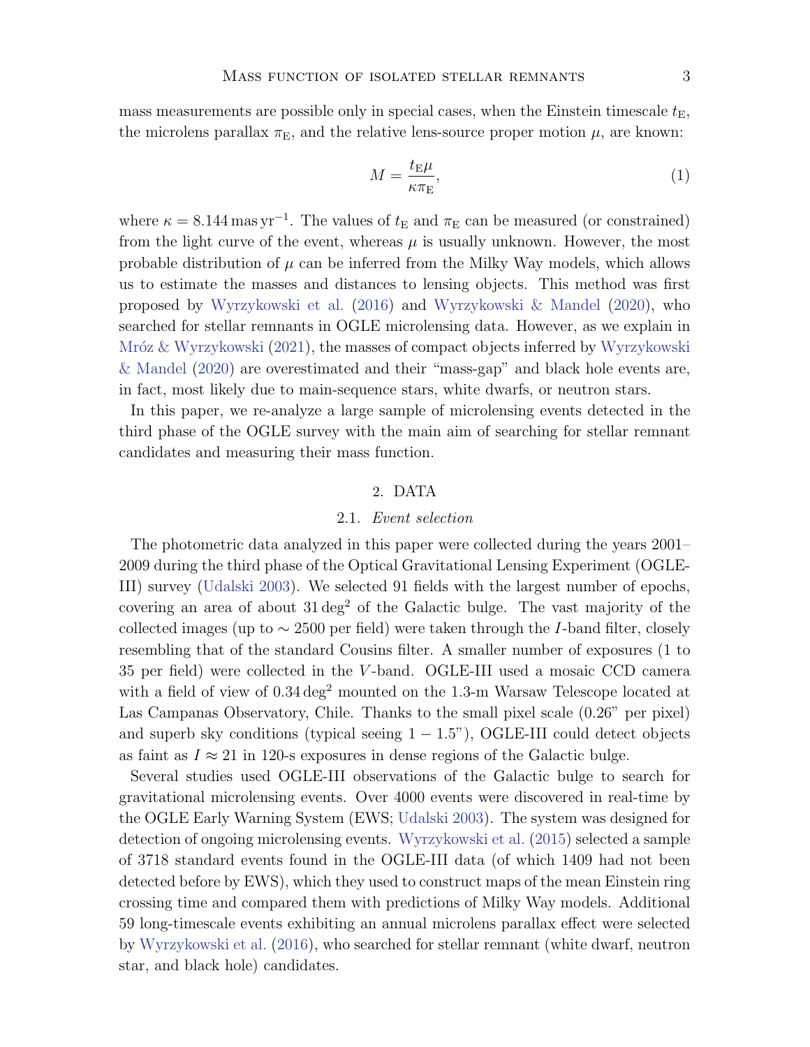mass measurements are possible only in special cases, when the Einstein timescale $t_{\mathrm{E}}$, the microlens parallax $\pi_{\mathrm{E}}$, and the relative lens-source proper motion $\mu$, are known:

$$M = \frac{t_{\mathrm{E}}\mu}{\kappa\pi_{\mathrm{E}}}, \tag{1}$$

where $\kappa = 8.144\,\mathrm{mas\,yr^{-1}}$. The values of $t_{\mathrm{E}}$ and $\pi_{\mathrm{E}}$ can be measured (or constrained) from the light curve of the event, whereas $\mu$ is usually unknown. However, the most probable distribution of $\mu$ can be inferred from the Milky Way models, which allows us to estimate the masses and distances to lensing objects. This method was first proposed by Wyrzykowski et al. (2016) and Wyrzykowski & Mandel (2020), who searched for stellar remnants in OGLE microlensing data. However, as we explain in Mróz & Wyrzykowski (2021), the masses of compact objects inferred by Wyrzykowski & Mandel (2020) are overestimated and their "mass-gap" and black hole events are, in fact, most likely due to main-sequence stars, white dwarfs, or neutron stars.

In this paper, we re-analyze a large sample of microlensing events detected in the third phase of the OGLE survey with the main aim of searching for stellar remnant candidates and measuring their mass function.

## 2. DATA

### 2.1. *Event selection*

The photometric data analyzed in this paper were collected during the years 2001–2009 during the third phase of the Optical Gravitational Lensing Experiment (OGLE-III) survey (Udalski 2003). We selected 91 fields with the largest number of epochs, covering an area of about $31\,\mathrm{deg}^2$ of the Galactic bulge. The vast majority of the collected images (up to $\sim 2500$ per field) were taken through the $I$-band filter, closely resembling that of the standard Cousins filter. A smaller number of exposures (1 to 35 per field) were collected in the $V$-band. OGLE-III used a mosaic CCD camera with a field of view of $0.34\,\mathrm{deg}^2$ mounted on the 1.3-m Warsaw Telescope located at Las Campanas Observatory, Chile. Thanks to the small pixel scale (0.26" per pixel) and superb sky conditions (typical seeing $1-1.5$"), OGLE-III could detect objects as faint as $I \approx 21$ in 120-s exposures in dense regions of the Galactic bulge.

Several studies used OGLE-III observations of the Galactic bulge to search for gravitational microlensing events. Over 4000 events were discovered in real-time by the OGLE Early Warning System (EWS; Udalski 2003). The system was designed for detection of ongoing microlensing events. Wyrzykowski et al. (2015) selected a sample of 3718 standard events found in the OGLE-III data (of which 1409 had not been detected before by EWS), which they used to construct maps of the mean Einstein ring crossing time and compared them with predictions of Milky Way models. Additional 59 long-timescale events exhibiting an annual microlens parallax effect were selected by Wyrzykowski et al. (2016), who searched for stellar remnant (white dwarf, neutron star, and black hole) candidates.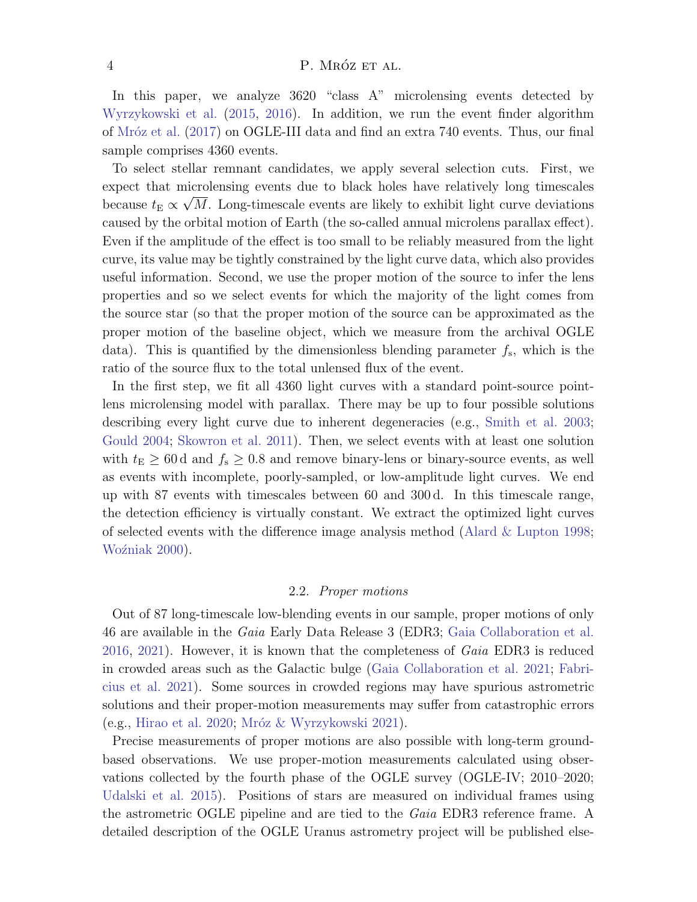In this paper, we analyze 3620 "class A" microlensing events detected by Wyrzykowski et al. (2015, 2016). In addition, we run the event finder algorithm of Mróz et al. (2017) on OGLE-III data and find an extra 740 events. Thus, our final sample comprises 4360 events.

To select stellar remnant candidates, we apply several selection cuts. First, we expect that microlensing events due to black holes have relatively long timescales because $t_{\mathrm{E}} \propto \sqrt{M}$. Long-timescale events are likely to exhibit light curve deviations caused by the orbital motion of Earth (the so-called annual microlens parallax effect). Even if the amplitude of the effect is too small to be reliably measured from the light curve, its value may be tightly constrained by the light curve data, which also provides useful information. Second, we use the proper motion of the source to infer the lens properties and so we select events for which the majority of the light comes from the source star (so that the proper motion of the source can be approximated as the proper motion of the baseline object, which we measure from the archival OGLE data). This is quantified by the dimensionless blending parameter $f_{\mathrm{s}}$, which is the ratio of the source flux to the total unlensed flux of the event.

In the first step, we fit all 4360 light curves with a standard point-source point-lens microlensing model with parallax. There may be up to four possible solutions describing every light curve due to inherent degeneracies (e.g., Smith et al. 2003; Gould 2004; Skowron et al. 2011). Then, we select events with at least one solution with $t_{\mathrm{E}} \geq 60\,\mathrm{d}$ and $f_{\mathrm{s}} \geq 0.8$ and remove binary-lens or binary-source events, as well as events with incomplete, poorly-sampled, or low-amplitude light curves. We end up with 87 events with timescales between 60 and 300 d. In this timescale range, the detection efficiency is virtually constant. We extract the optimized light curves of selected events with the difference image analysis method (Alard & Lupton 1998; Woźniak 2000).

### 2.2. *Proper motions*

Out of 87 long-timescale low-blending events in our sample, proper motions of only 46 are available in the *Gaia* Early Data Release 3 (EDR3; Gaia Collaboration et al. 2016, 2021). However, it is known that the completeness of *Gaia* EDR3 is reduced in crowded areas such as the Galactic bulge (Gaia Collaboration et al. 2021; Fabricius et al. 2021). Some sources in crowded regions may have spurious astrometric solutions and their proper-motion measurements may suffer from catastrophic errors (e.g., Hirao et al. 2020; Mróz & Wyrzykowski 2021).

Precise measurements of proper motions are also possible with long-term ground-based observations. We use proper-motion measurements calculated using observations collected by the fourth phase of the OGLE survey (OGLE-IV; 2010–2020; Udalski et al. 2015). Positions of stars are measured on individual frames using the astrometric OGLE pipeline and are tied to the *Gaia* EDR3 reference frame. A detailed description of the OGLE Uranus astrometry project will be published else-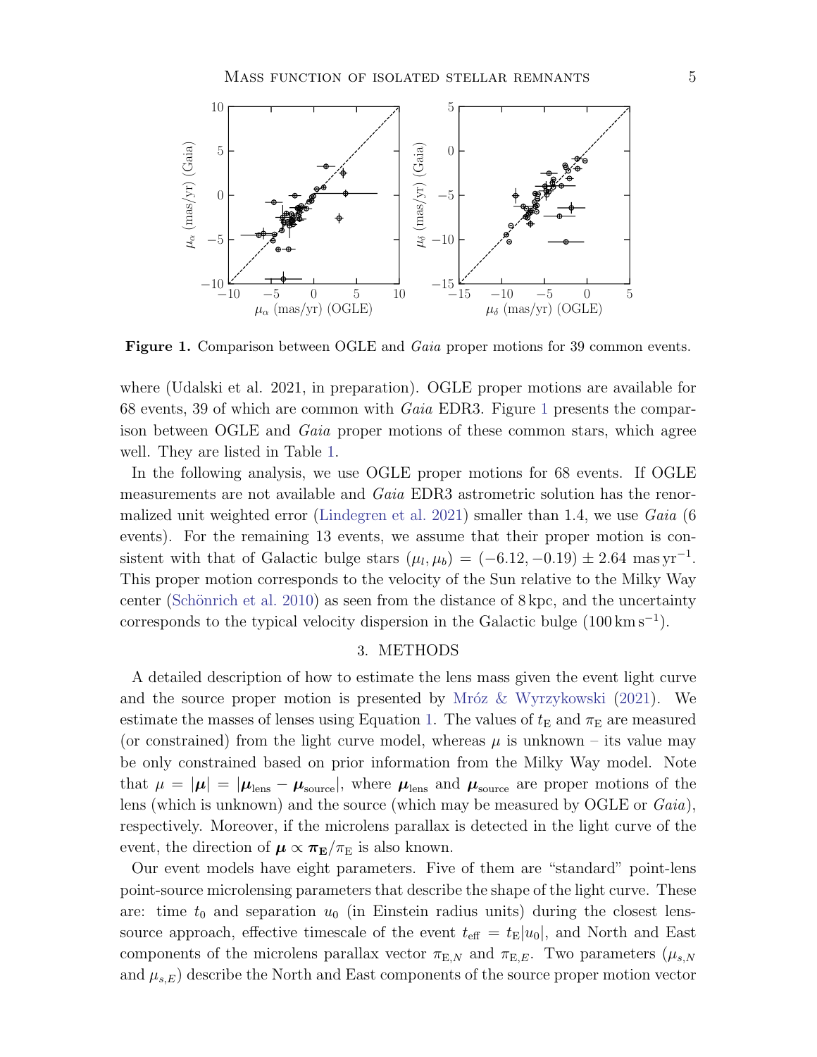**Figure 1.** Comparison between OGLE and *Gaia* proper motions for 39 common events.

where (Udalski et al. 2021, in preparation). OGLE proper motions are available for 68 events, 39 of which are common with *Gaia* EDR3. Figure 1 presents the comparison between OGLE and *Gaia* proper motions of these common stars, which agree well. They are listed in Table 1.

In the following analysis, we use OGLE proper motions for 68 events. If OGLE measurements are not available and *Gaia* EDR3 astrometric solution has the renormalized unit weighted error (Lindegren et al. 2021) smaller than 1.4, we use *Gaia* (6 events). For the remaining 13 events, we assume that their proper motion is consistent with that of Galactic bulge stars $(\mu_l, \mu_b) = (-6.12, -0.19) \pm 2.64\ \mathrm{mas\,yr^{-1}}$. This proper motion corresponds to the velocity of the Sun relative to the Milky Way center (Schönrich et al. 2010) as seen from the distance of 8 kpc, and the uncertainty corresponds to the typical velocity dispersion in the Galactic bulge ($100\,\mathrm{km\,s^{-1}}$).

## 3. METHODS

A detailed description of how to estimate the lens mass given the event light curve and the source proper motion is presented by Mróz & Wyrzykowski (2021). We estimate the masses of lenses using Equation 1. The values of $t_{\mathrm{E}}$ and $\pi_{\mathrm{E}}$ are measured (or constrained) from the light curve model, whereas $\mu$ is unknown – its value may be only constrained based on prior information from the Milky Way model. Note that $\mu = |\boldsymbol{\mu}| = |\boldsymbol{\mu}_{\mathrm{lens}} - \boldsymbol{\mu}_{\mathrm{source}}|$, where $\boldsymbol{\mu}_{\mathrm{lens}}$ and $\boldsymbol{\mu}_{\mathrm{source}}$ are proper motions of the lens (which is unknown) and the source (which may be measured by OGLE or *Gaia*), respectively. Moreover, if the microlens parallax is detected in the light curve of the event, the direction of $\boldsymbol{\mu} \propto \boldsymbol{\pi_{\mathrm{E}}}/\pi_{\mathrm{E}}$ is also known.

Our event models have eight parameters. Five of them are "standard" point-lens point-source microlensing parameters that describe the shape of the light curve. These are: time $t_0$ and separation $u_0$ (in Einstein radius units) during the closest lens-source approach, effective timescale of the event $t_{\mathrm{eff}} = t_{\mathrm{E}}|u_0|$, and North and East components of the microlens parallax vector $\pi_{\mathrm{E},N}$ and $\pi_{\mathrm{E},E}$. Two parameters ($\mu_{s,N}$ and $\mu_{s,E}$) describe the North and East components of the source proper motion vector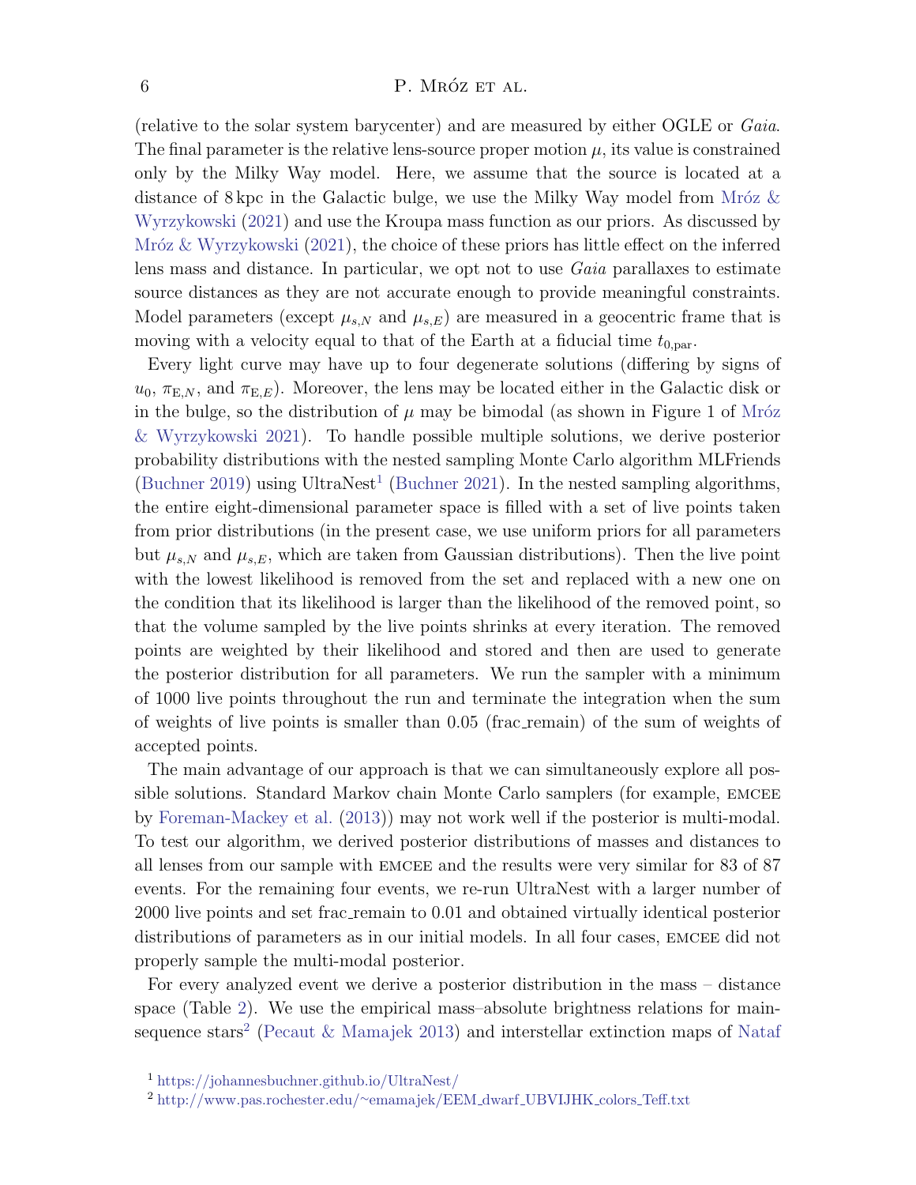(relative to the solar system barycenter) and are measured by either OGLE or *Gaia*. The final parameter is the relative lens-source proper motion $\mu$, its value is constrained only by the Milky Way model. Here, we assume that the source is located at a distance of 8 kpc in the Galactic bulge, we use the Milky Way model from Mróz & Wyrzykowski (2021) and use the Kroupa mass function as our priors. As discussed by Mróz & Wyrzykowski (2021), the choice of these priors has little effect on the inferred lens mass and distance. In particular, we opt not to use *Gaia* parallaxes to estimate source distances as they are not accurate enough to provide meaningful constraints. Model parameters (except $\mu_{s,N}$ and $\mu_{s,E}$) are measured in a geocentric frame that is moving with a velocity equal to that of the Earth at a fiducial time $t_{0,\mathrm{par}}$.

Every light curve may have up to four degenerate solutions (differing by signs of $u_0$, $\pi_{\mathrm{E},N}$, and $\pi_{\mathrm{E},E}$). Moreover, the lens may be located either in the Galactic disk or in the bulge, so the distribution of $\mu$ may be bimodal (as shown in Figure 1 of Mróz & Wyrzykowski 2021). To handle possible multiple solutions, we derive posterior probability distributions with the nested sampling Monte Carlo algorithm MLFriends (Buchner 2019) using UltraNest[1] (Buchner 2021). In the nested sampling algorithms, the entire eight-dimensional parameter space is filled with a set of live points taken from prior distributions (in the present case, we use uniform priors for all parameters but $\mu_{s,N}$ and $\mu_{s,E}$, which are taken from Gaussian distributions). Then the live point with the lowest likelihood is removed from the set and replaced with a new one on the condition that its likelihood is larger than the likelihood of the removed point, so that the volume sampled by the live points shrinks at every iteration. The removed points are weighted by their likelihood and stored and then are used to generate the posterior distribution for all parameters. We run the sampler with a minimum of 1000 live points throughout the run and terminate the integration when the sum of weights of live points is smaller than 0.05 (frac_remain) of the sum of weights of accepted points.

The main advantage of our approach is that we can simultaneously explore all possible solutions. Standard Markov chain Monte Carlo samplers (for example, EMCEE by Foreman-Mackey et al. (2013)) may not work well if the posterior is multi-modal. To test our algorithm, we derived posterior distributions of masses and distances to all lenses from our sample with EMCEE and the results were very similar for 83 of 87 events. For the remaining four events, we re-run UltraNest with a larger number of 2000 live points and set frac_remain to 0.01 and obtained virtually identical posterior distributions of parameters as in our initial models. In all four cases, EMCEE did not properly sample the multi-modal posterior.

For every analyzed event we derive a posterior distribution in the mass – distance space (Table 2). We use the empirical mass–absolute brightness relations for main-sequence stars[2] (Pecaut & Mamajek 2013) and interstellar extinction maps of Nataf

[1] https://johannesbuchner.github.io/UltraNest/

[2] http://www.pas.rochester.edu/~emamajek/EEM_dwarf_UBVIJHK_colors_Teff.txt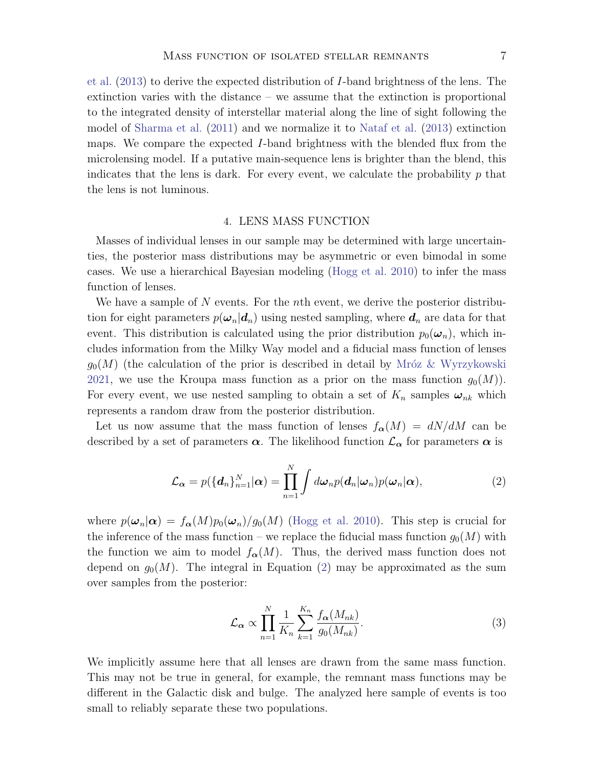et al. (2013) to derive the expected distribution of $I$-band brightness of the lens. The extinction varies with the distance – we assume that the extinction is proportional to the integrated density of interstellar material along the line of sight following the model of Sharma et al. (2011) and we normalize it to Nataf et al. (2013) extinction maps. We compare the expected $I$-band brightness with the blended flux from the microlensing model. If a putative main-sequence lens is brighter than the blend, this indicates that the lens is dark. For every event, we calculate the probability $p$ that the lens is not luminous.

## 4. LENS MASS FUNCTION

Masses of individual lenses in our sample may be determined with large uncertainties, the posterior mass distributions may be asymmetric or even bimodal in some cases. We use a hierarchical Bayesian modeling (Hogg et al. 2010) to infer the mass function of lenses.

We have a sample of $N$ events. For the $n$th event, we derive the posterior distribution for eight parameters $p(\boldsymbol{\omega}_n|\boldsymbol{d}_n)$ using nested sampling, where $\boldsymbol{d}_n$ are data for that event. This distribution is calculated using the prior distribution $p_0(\boldsymbol{\omega}_n)$, which includes information from the Milky Way model and a fiducial mass function of lenses $g_0(M)$ (the calculation of the prior is described in detail by Mróz & Wyrzykowski 2021, we use the Kroupa mass function as a prior on the mass function $g_0(M)$). For every event, we use nested sampling to obtain a set of $K_n$ samples $\boldsymbol{\omega}_{nk}$ which represents a random draw from the posterior distribution.

Let us now assume that the mass function of lenses $f_{\boldsymbol{\alpha}}(M) = dN/dM$ can be described by a set of parameters $\boldsymbol{\alpha}$. The likelihood function $\mathcal{L}_{\boldsymbol{\alpha}}$ for parameters $\boldsymbol{\alpha}$ is

$$\mathcal{L}_{\boldsymbol{\alpha}} = p(\{\boldsymbol{d}_n\}_{n=1}^{N}|\boldsymbol{\alpha}) = \prod_{n=1}^{N} \int d\boldsymbol{\omega}_n p(\boldsymbol{d}_n|\boldsymbol{\omega}_n) p(\boldsymbol{\omega}_n|\boldsymbol{\alpha}), \tag{2}$$

where $p(\boldsymbol{\omega}_n|\boldsymbol{\alpha}) = f_{\boldsymbol{\alpha}}(M)p_0(\boldsymbol{\omega}_n)/g_0(M)$ (Hogg et al. 2010). This step is crucial for the inference of the mass function – we replace the fiducial mass function $g_0(M)$ with the function we aim to model $f_{\boldsymbol{\alpha}}(M)$. Thus, the derived mass function does not depend on $g_0(M)$. The integral in Equation (2) may be approximated as the sum over samples from the posterior:

$$\mathcal{L}_{\boldsymbol{\alpha}} \propto \prod_{n=1}^{N} \frac{1}{K_n} \sum_{k=1}^{K_n} \frac{f_{\boldsymbol{\alpha}}(M_{nk})}{g_0(M_{nk})}. \tag{3}$$

We implicitly assume here that all lenses are drawn from the same mass function. This may not be true in general, for example, the remnant mass functions may be different in the Galactic disk and bulge. The analyzed here sample of events is too small to reliably separate these two populations.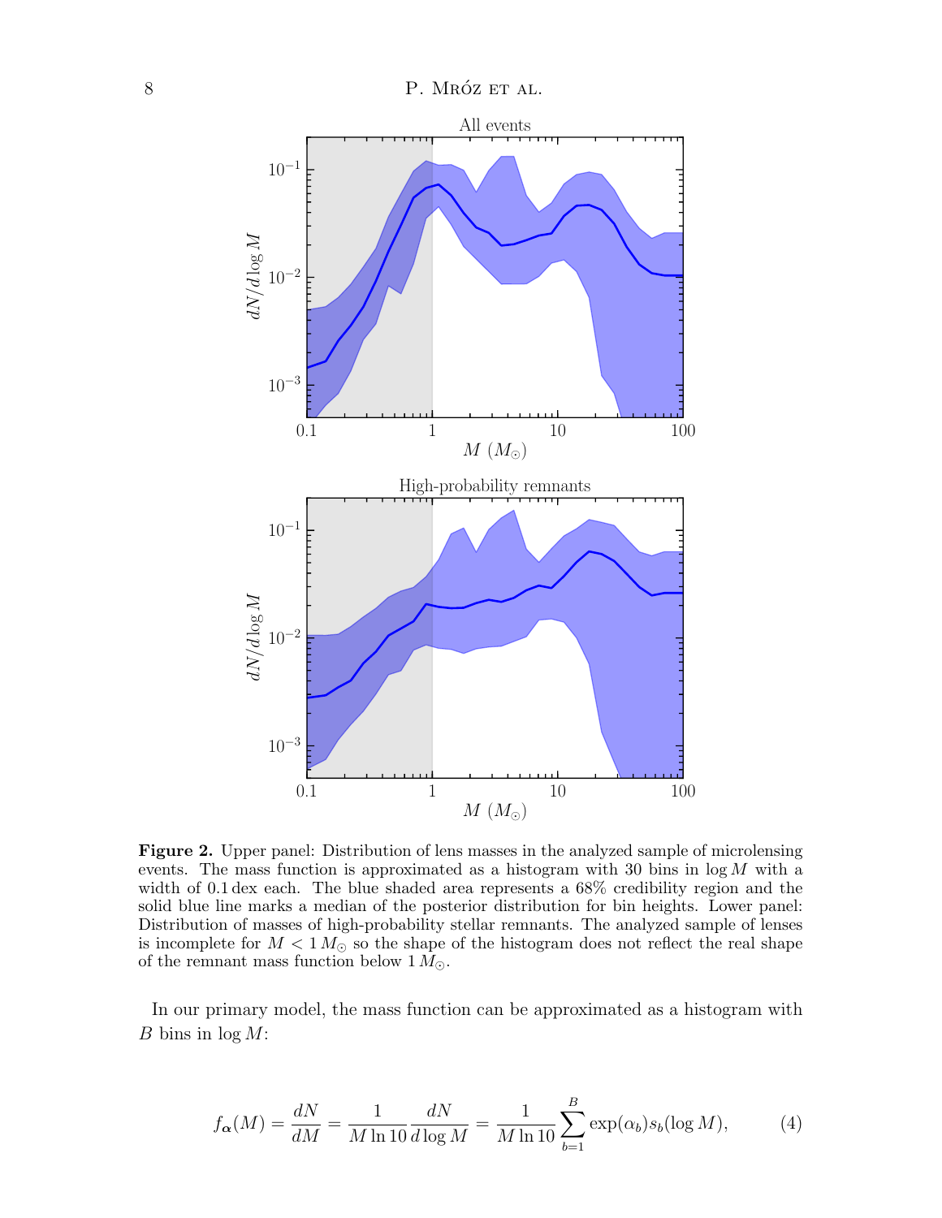**Figure 2.** Upper panel: Distribution of lens masses in the analyzed sample of microlensing events. The mass function is approximated as a histogram with 30 bins in $\log M$ with a width of 0.1 dex each. The blue shaded area represents a 68% credibility region and the solid blue line marks a median of the posterior distribution for bin heights. Lower panel: Distribution of masses of high-probability stellar remnants. The analyzed sample of lenses is incomplete for $M < 1\,M_{\odot}$ so the shape of the histogram does not reflect the real shape of the remnant mass function below $1\,M_{\odot}$.

In our primary model, the mass function can be approximated as a histogram with $B$ bins in $\log M$:

$$f_{\boldsymbol{\alpha}}(M) = \frac{dN}{dM} = \frac{1}{M \ln 10} \frac{dN}{d \log M} = \frac{1}{M \ln 10} \sum_{b=1}^{B} \exp(\alpha_b) s_b(\log M), \tag{4}$$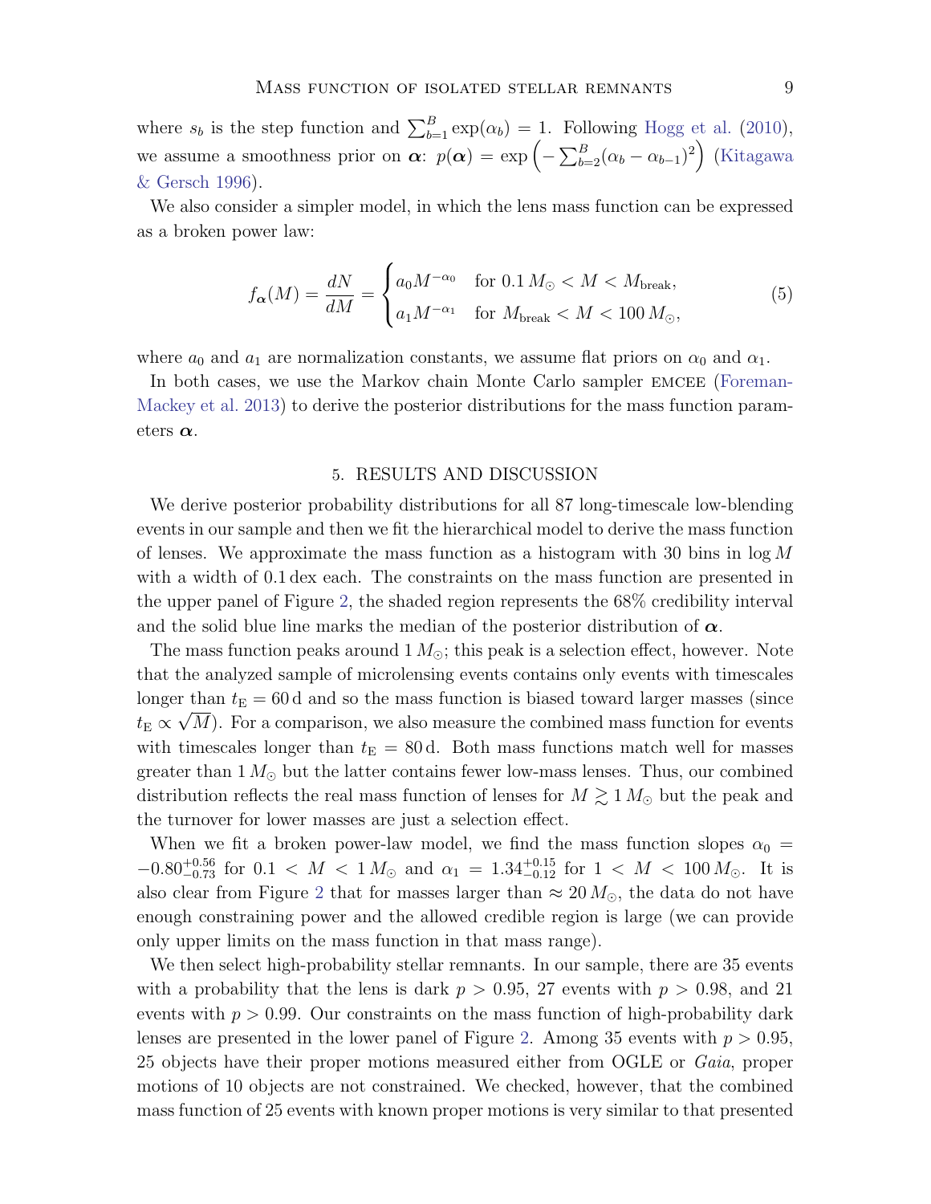where $s_b$ is the step function and $\sum_{b=1}^{B} \exp(\alpha_b) = 1$. Following Hogg et al. (2010), we assume a smoothness prior on $\boldsymbol{\alpha}$: $p(\boldsymbol{\alpha}) = \exp\left(-\sum_{b=2}^{B}(\alpha_b - \alpha_{b-1})^2\right)$ (Kitagawa & Gersch 1996).

We also consider a simpler model, in which the lens mass function can be expressed as a broken power law:

$$
f_{\boldsymbol{\alpha}}(M) = \frac{dN}{dM} = \begin{cases} a_0 M^{-\alpha_0} & \text{for } 0.1\,M_{\odot} < M < M_{\text{break}}, \\ a_1 M^{-\alpha_1} & \text{for } M_{\text{break}} < M < 100\,M_{\odot}, \end{cases} \tag{5}
$$

where $a_0$ and $a_1$ are normalization constants, we assume flat priors on $\alpha_0$ and $\alpha_1$.

In both cases, we use the Markov chain Monte Carlo sampler EMCEE (Foreman-Mackey et al. 2013) to derive the posterior distributions for the mass function parameters $\boldsymbol{\alpha}$.

## 5. RESULTS AND DISCUSSION

We derive posterior probability distributions for all 87 long-timescale low-blending events in our sample and then we fit the hierarchical model to derive the mass function of lenses. We approximate the mass function as a histogram with 30 bins in $\log M$ with a width of 0.1 dex each. The constraints on the mass function are presented in the upper panel of Figure 2, the shaded region represents the 68% credibility interval and the solid blue line marks the median of the posterior distribution of $\boldsymbol{\alpha}$.

The mass function peaks around $1\,M_{\odot}$; this peak is a selection effect, however. Note that the analyzed sample of microlensing events contains only events with timescales longer than $t_{\mathrm{E}} = 60\,\mathrm{d}$ and so the mass function is biased toward larger masses (since $t_{\mathrm{E}} \propto \sqrt{M}$). For a comparison, we also measure the combined mass function for events with timescales longer than $t_{\mathrm{E}} = 80\,\mathrm{d}$. Both mass functions match well for masses greater than $1\,M_{\odot}$ but the latter contains fewer low-mass lenses. Thus, our combined distribution reflects the real mass function of lenses for $M \gtrsim 1\,M_{\odot}$ but the peak and the turnover for lower masses are just a selection effect.

When we fit a broken power-law model, we find the mass function slopes $\alpha_0 = -0.80^{+0.56}_{-0.73}$ for $0.1 < M < 1\,M_{\odot}$ and $\alpha_1 = 1.34^{+0.15}_{-0.12}$ for $1 < M < 100\,M_{\odot}$. It is also clear from Figure 2 that for masses larger than $\approx 20\,M_{\odot}$, the data do not have enough constraining power and the allowed credible region is large (we can provide only upper limits on the mass function in that mass range).

We then select high-probability stellar remnants. In our sample, there are 35 events with a probability that the lens is dark $p > 0.95$, 27 events with $p > 0.98$, and 21 events with $p > 0.99$. Our constraints on the mass function of high-probability dark lenses are presented in the lower panel of Figure 2. Among 35 events with $p > 0.95$, 25 objects have their proper motions measured either from OGLE or *Gaia*, proper motions of 10 objects are not constrained. We checked, however, that the combined mass function of 25 events with known proper motions is very similar to that presented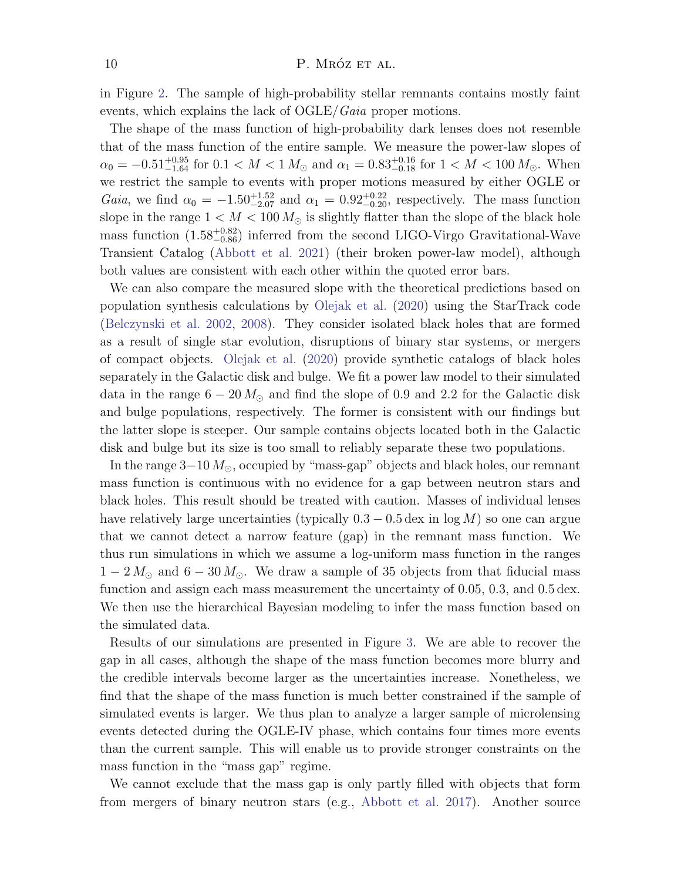in Figure 2. The sample of high-probability stellar remnants contains mostly faint events, which explains the lack of OGLE/*Gaia* proper motions.

The shape of the mass function of high-probability dark lenses does not resemble that of the mass function of the entire sample. We measure the power-law slopes of $\alpha_0 = -0.51^{+0.95}_{-1.64}$ for $0.1 < M < 1\,M_{\odot}$ and $\alpha_1 = 0.83^{+0.16}_{-0.18}$ for $1 < M < 100\,M_{\odot}$. When we restrict the sample to events with proper motions measured by either OGLE or *Gaia*, we find $\alpha_0 = -1.50^{+1.52}_{-2.07}$ and $\alpha_1 = 0.92^{+0.22}_{-0.20}$, respectively. The mass function slope in the range $1 < M < 100\,M_{\odot}$ is slightly flatter than the slope of the black hole mass function ($1.58^{+0.82}_{-0.86}$) inferred from the second LIGO-Virgo Gravitational-Wave Transient Catalog (Abbott et al. 2021) (their broken power-law model), although both values are consistent with each other within the quoted error bars.

We can also compare the measured slope with the theoretical predictions based on population synthesis calculations by Olejak et al. (2020) using the StarTrack code (Belczynski et al. 2002, 2008). They consider isolated black holes that are formed as a result of single star evolution, disruptions of binary star systems, or mergers of compact objects. Olejak et al. (2020) provide synthetic catalogs of black holes separately in the Galactic disk and bulge. We fit a power law model to their simulated data in the range $6 - 20\,M_{\odot}$ and find the slope of 0.9 and 2.2 for the Galactic disk and bulge populations, respectively. The former is consistent with our findings but the latter slope is steeper. Our sample contains objects located both in the Galactic disk and bulge but its size is too small to reliably separate these two populations.

In the range $3-10\,M_{\odot}$, occupied by "mass-gap" objects and black holes, our remnant mass function is continuous with no evidence for a gap between neutron stars and black holes. This result should be treated with caution. Masses of individual lenses have relatively large uncertainties (typically $0.3 - 0.5$ dex in $\log M$) so one can argue that we cannot detect a narrow feature (gap) in the remnant mass function. We thus run simulations in which we assume a log-uniform mass function in the ranges $1 - 2\,M_{\odot}$ and $6 - 30\,M_{\odot}$. We draw a sample of 35 objects from that fiducial mass function and assign each mass measurement the uncertainty of 0.05, 0.3, and 0.5 dex. We then use the hierarchical Bayesian modeling to infer the mass function based on the simulated data.

Results of our simulations are presented in Figure 3. We are able to recover the gap in all cases, although the shape of the mass function becomes more blurry and the credible intervals become larger as the uncertainties increase. Nonetheless, we find that the shape of the mass function is much better constrained if the sample of simulated events is larger. We thus plan to analyze a larger sample of microlensing events detected during the OGLE-IV phase, which contains four times more events than the current sample. This will enable us to provide stronger constraints on the mass function in the "mass gap" regime.

We cannot exclude that the mass gap is only partly filled with objects that form from mergers of binary neutron stars (e.g., Abbott et al. 2017). Another source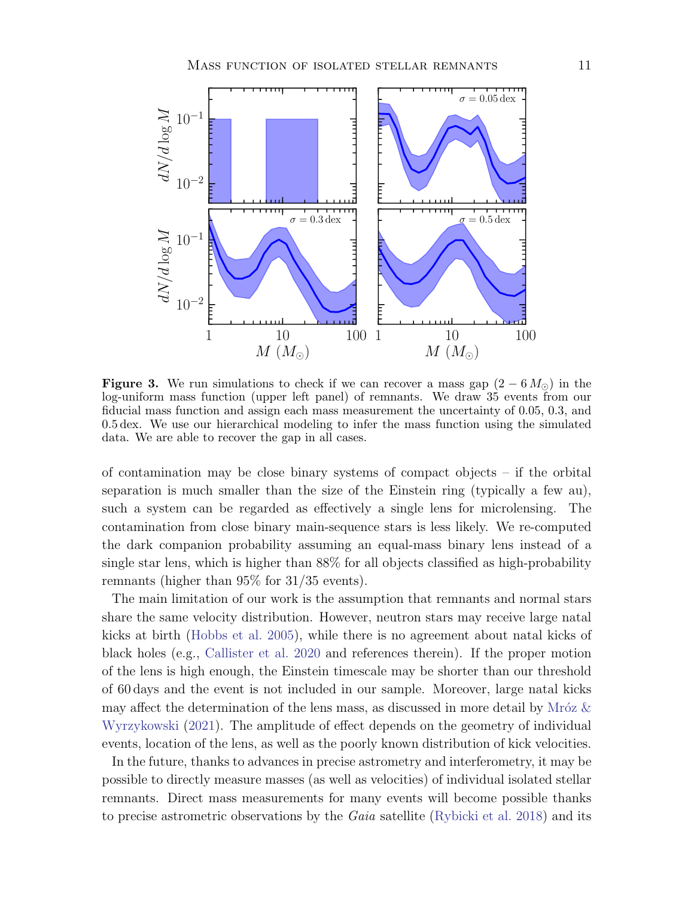**Figure 3.** We run simulations to check if we can recover a mass gap ($2-6\,M_{\odot}$) in the log-uniform mass function (upper left panel) of remnants. We draw 35 events from our fiducial mass function and assign each mass measurement the uncertainty of 0.05, 0.3, and 0.5 dex. We use our hierarchical modeling to infer the mass function using the simulated data. We are able to recover the gap in all cases.

of contamination may be close binary systems of compact objects – if the orbital separation is much smaller than the size of the Einstein ring (typically a few au), such a system can be regarded as effectively a single lens for microlensing. The contamination from close binary main-sequence stars is less likely. We re-computed the dark companion probability assuming an equal-mass binary lens instead of a single star lens, which is higher than 88% for all objects classified as high-probability remnants (higher than 95% for 31/35 events).

The main limitation of our work is the assumption that remnants and normal stars share the same velocity distribution. However, neutron stars may receive large natal kicks at birth (Hobbs et al. 2005), while there is no agreement about natal kicks of black holes (e.g., Callister et al. 2020 and references therein). If the proper motion of the lens is high enough, the Einstein timescale may be shorter than our threshold of 60 days and the event is not included in our sample. Moreover, large natal kicks may affect the determination of the lens mass, as discussed in more detail by Mróz & Wyrzykowski (2021). The amplitude of effect depends on the geometry of individual events, location of the lens, as well as the poorly known distribution of kick velocities.

In the future, thanks to advances in precise astrometry and interferometry, it may be possible to directly measure masses (as well as velocities) of individual isolated stellar remnants. Direct mass measurements for many events will become possible thanks to precise astrometric observations by the *Gaia* satellite (Rybicki et al. 2018) and its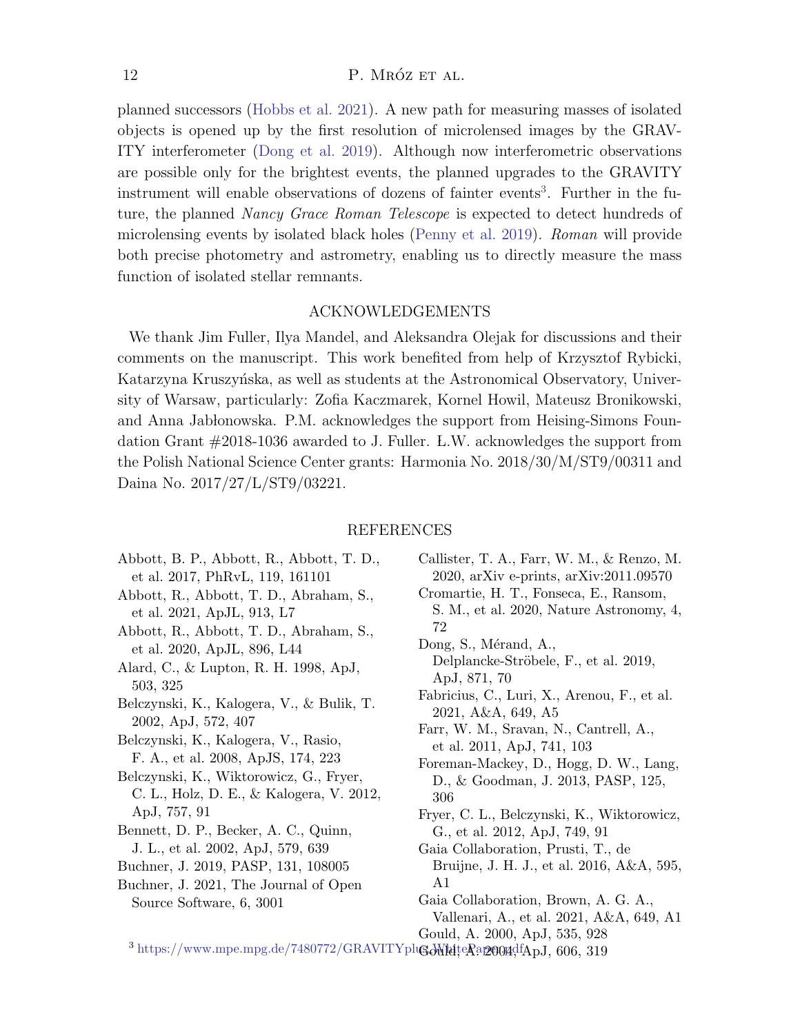planned successors (Hobbs et al. 2021). A new path for measuring masses of isolated objects is opened up by the first resolution of microlensed images by the GRAVITY interferometer (Dong et al. 2019). Although now interferometric observations are possible only for the brightest events, the planned upgrades to the GRAVITY instrument will enable observations of dozens of fainter events[3]. Further in the future, the planned *Nancy Grace Roman Telescope* is expected to detect hundreds of microlensing events by isolated black holes (Penny et al. 2019). *Roman* will provide both precise photometry and astrometry, enabling us to directly measure the mass function of isolated stellar remnants.

## ACKNOWLEDGEMENTS

We thank Jim Fuller, Ilya Mandel, and Aleksandra Olejak for discussions and their comments on the manuscript. This work benefited from help of Krzysztof Rybicki, Katarzyna Kruszyńska, as well as students at the Astronomical Observatory, University of Warsaw, particularly: Zofia Kaczmarek, Kornel Howil, Mateusz Bronikowski, and Anna Jabłonowska. P.M. acknowledges the support from Heising-Simons Foundation Grant #2018-1036 awarded to J. Fuller. Ł.W. acknowledges the support from the Polish National Science Center grants: Harmonia No. 2018/30/M/ST9/00311 and Daina No. 2017/27/L/ST9/03221.

## REFERENCES

Abbott, B. P., Abbott, R., Abbott, T. D., et al. 2017, PhRvL, 119, 161101

Abbott, R., Abbott, T. D., Abraham, S., et al. 2021, ApJL, 913, L7

Abbott, R., Abbott, T. D., Abraham, S., et al. 2020, ApJL, 896, L44

Alard, C., & Lupton, R. H. 1998, ApJ, 503, 325

Belczynski, K., Kalogera, V., & Bulik, T. 2002, ApJ, 572, 407

Belczynski, K., Kalogera, V., Rasio, F. A., et al. 2008, ApJS, 174, 223

Belczynski, K., Wiktorowicz, G., Fryer, C. L., Holz, D. E., & Kalogera, V. 2012, ApJ, 757, 91

Bennett, D. P., Becker, A. C., Quinn, J. L., et al. 2002, ApJ, 579, 639

Buchner, J. 2019, PASP, 131, 108005

Buchner, J. 2021, The Journal of Open Source Software, 6, 3001

Callister, T. A., Farr, W. M., & Renzo, M. 2020, arXiv e-prints, arXiv:2011.09570

Cromartie, H. T., Fonseca, E., Ransom, S. M., et al. 2020, Nature Astronomy, 4, 72

Dong, S., Mérand, A., Delplancke-Ströbele, F., et al. 2019, ApJ, 871, 70

Fabricius, C., Luri, X., Arenou, F., et al. 2021, A&A, 649, A5

Farr, W. M., Sravan, N., Cantrell, A., et al. 2011, ApJ, 741, 103

Foreman-Mackey, D., Hogg, D. W., Lang, D., & Goodman, J. 2013, PASP, 125, 306

Fryer, C. L., Belczynski, K., Wiktorowicz, G., et al. 2012, ApJ, 749, 91

Gaia Collaboration, Prusti, T., de Bruijne, J. H. J., et al. 2016, A&A, 595, A1

Gaia Collaboration, Brown, A. G. A., Vallenari, A., et al. 2021, A&A, 649, A1

Gould, A. 2000, ApJ, 535, 928

Gould, A. 2004, ApJ, 606, 319

[3] https://www.mpe.mpg.de/7480772/GRAVITYplus_WhitePaper.pdf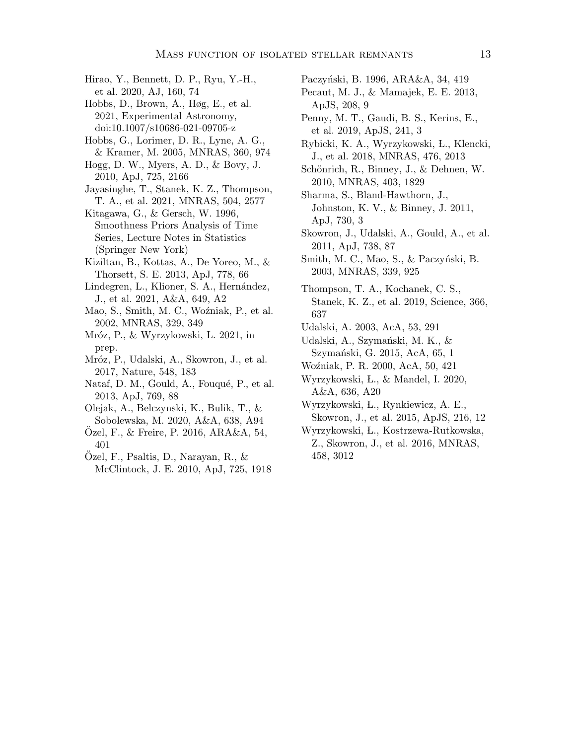Hirao, Y., Bennett, D. P., Ryu, Y.-H., et al. 2020, AJ, 160, 74

Hobbs, D., Brown, A., Høg, E., et al. 2021, Experimental Astronomy, doi:10.1007/s10686-021-09705-z

Hobbs, G., Lorimer, D. R., Lyne, A. G., & Kramer, M. 2005, MNRAS, 360, 974

Hogg, D. W., Myers, A. D., & Bovy, J. 2010, ApJ, 725, 2166

Jayasinghe, T., Stanek, K. Z., Thompson, T. A., et al. 2021, MNRAS, 504, 2577

Kitagawa, G., & Gersch, W. 1996, Smoothness Priors Analysis of Time Series, Lecture Notes in Statistics (Springer New York)

Kiziltan, B., Kottas, A., De Yoreo, M., & Thorsett, S. E. 2013, ApJ, 778, 66

Lindegren, L., Klioner, S. A., Hernández, J., et al. 2021, A&A, 649, A2

Mao, S., Smith, M. C., Woźniak, P., et al. 2002, MNRAS, 329, 349

Mróz, P., & Wyrzykowski, L. 2021, in prep.

Mróz, P., Udalski, A., Skowron, J., et al. 2017, Nature, 548, 183

Nataf, D. M., Gould, A., Fouqué, P., et al. 2013, ApJ, 769, 88

Olejak, A., Belczynski, K., Bulik, T., & Sobolewska, M. 2020, A&A, 638, A94

Özel, F., & Freire, P. 2016, ARA&A, 54, 401

Özel, F., Psaltis, D., Narayan, R., & McClintock, J. E. 2010, ApJ, 725, 1918

Paczyński, B. 1996, ARA&A, 34, 419

Pecaut, M. J., & Mamajek, E. E. 2013, ApJS, 208, 9

Penny, M. T., Gaudi, B. S., Kerins, E., et al. 2019, ApJS, 241, 3

Rybicki, K. A., Wyrzykowski, Ł., Klencki, J., et al. 2018, MNRAS, 476, 2013

Schönrich, R., Binney, J., & Dehnen, W. 2010, MNRAS, 403, 1829

Sharma, S., Bland-Hawthorn, J., Johnston, K. V., & Binney, J. 2011, ApJ, 730, 3

Skowron, J., Udalski, A., Gould, A., et al. 2011, ApJ, 738, 87

Smith, M. C., Mao, S., & Paczyński, B. 2003, MNRAS, 339, 925

Thompson, T. A., Kochanek, C. S., Stanek, K. Z., et al. 2019, Science, 366, 637

Udalski, A. 2003, AcA, 53, 291

Udalski, A., Szymański, M. K., & Szymański, G. 2015, AcA, 65, 1

Woźniak, P. R. 2000, AcA, 50, 421

Wyrzykowski, Ł., & Mandel, I. 2020, A&A, 636, A20

Wyrzykowski, Ł., Rynkiewicz, A. E., Skowron, J., et al. 2015, ApJS, 216, 12

Wyrzykowski, Ł., Kostrzewa-Rutkowska, Z., Skowron, J., et al. 2016, MNRAS, 458, 3012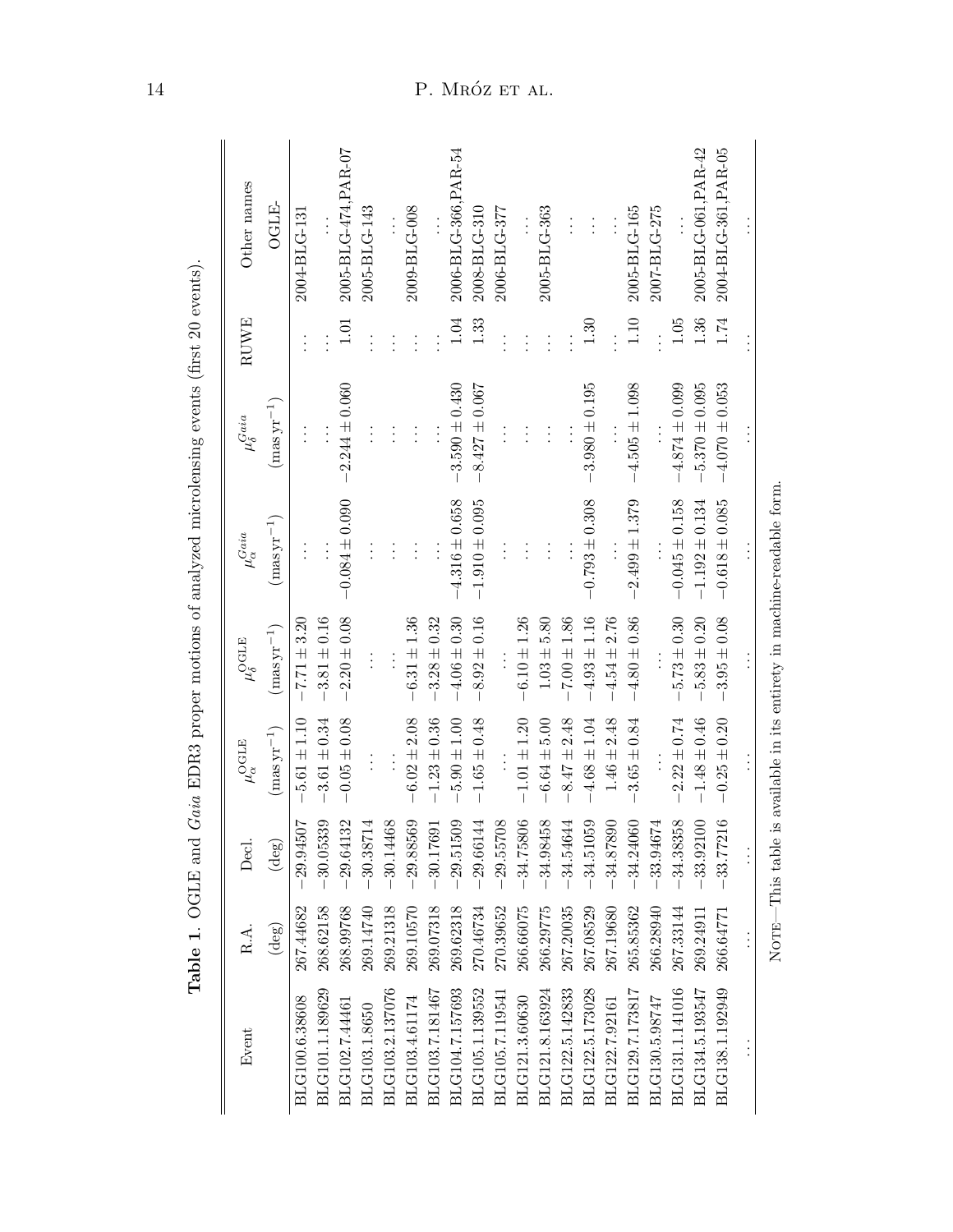**Table 1**. OGLE and *Gaia* EDR3 proper motions of analyzed microlensing events (first 20 events).

| Event | R.A. | Decl. | $\mu_\alpha^{\rm OGLE}$ | $\mu_\delta^{\rm OGLE}$ | $\mu_\alpha^{Gaia}$ | $\mu_\delta^{Gaia}$ | RUWE | Other names |
|---|---|---|---|---|---|---|---|---|
| | (deg) | (deg) | $(\rm mas\,yr^{-1})$ | $(\rm mas\,yr^{-1})$ | $(\rm mas\,yr^{-1})$ | $(\rm mas\,yr^{-1})$ | | OGLE- |
| BLG100.6.38608 | 267.44682 | −29.94507 | $-5.61 \pm 1.10$ | $-7.71 \pm 3.20$ | ... | ... | ... | 2004-BLG-131 |
| BLG101.1.189629 | 268.62158 | −30.05339 | $-3.61 \pm 0.34$ | $-3.81 \pm 0.16$ | ... | ... | ... | ... |
| BLG102.7.44461 | 268.99768 | −29.64132 | $-0.05 \pm 0.08$ | $-2.20 \pm 0.08$ | $-0.084 \pm 0.090$ | $-2.244 \pm 0.060$ | 1.01 | 2005-BLG-474,PAR-07 |
| BLG103.1.8650 | 269.14740 | −30.38714 | ... | ... | ... | ... | ... | 2005-BLG-143 |
| BLG103.2.137076 | 269.21318 | −30.14468 | ... | ... | ... | ... | ... | ... |
| BLG103.4.61174 | 269.10570 | −29.88569 | $-6.02 \pm 2.08$ | $-6.31 \pm 1.36$ | ... | ... | ... | 2009-BLG-008 |
| BLG103.7.181467 | 269.07318 | −30.17691 | $-1.23 \pm 0.36$ | $-3.28 \pm 0.32$ | ... | ... | ... | ... |
| BLG104.7.157693 | 269.62318 | −29.51509 | $-5.90 \pm 1.00$ | $-4.06 \pm 0.30$ | $-4.316 \pm 0.658$ | $-3.590 \pm 0.430$ | 1.04 | 2006-BLG-366,PAR-54 |
| BLG105.1.139552 | 270.46734 | −29.66144 | $-1.65 \pm 0.48$ | $-8.92 \pm 0.16$ | $-1.910 \pm 0.095$ | $-8.427 \pm 0.067$ | 1.33 | 2008-BLG-310 |
| BLG105.7.119541 | 270.39652 | −29.55708 | ... | ... | ... | ... | ... | 2006-BLG-377 |
| BLG121.3.60630 | 266.66075 | −34.75806 | $-1.01 \pm 1.20$ | $-6.10 \pm 1.26$ | ... | ... | ... | ... |
| BLG121.8.163924 | 266.29775 | −34.98458 | $-6.64 \pm 5.00$ | $1.03 \pm 5.80$ | ... | ... | ... | 2005-BLG-363 |
| BLG122.5.142833 | 267.20035 | −34.54644 | $-8.47 \pm 2.48$ | $-7.00 \pm 1.86$ | ... | ... | ... | ... |
| BLG122.5.173028 | 267.08529 | −34.51059 | $-4.68 \pm 1.04$ | $-4.93 \pm 1.16$ | $-0.793 \pm 0.308$ | $-3.980 \pm 0.195$ | 1.30 | ... |
| BLG122.7.92161 | 267.19680 | −34.87890 | $1.46 \pm 2.48$ | $-4.54 \pm 2.76$ | ... | ... | ... | ... |
| BLG129.7.173817 | 265.85362 | −34.24060 | $-3.65 \pm 0.84$ | $-4.80 \pm 0.86$ | $-2.499 \pm 1.379$ | $-4.505 \pm 1.098$ | 1.10 | 2005-BLG-165 |
| BLG130.5.98747 | 266.28940 | −33.94674 | ... | ... | ... | ... | ... | 2007-BLG-275 |
| BLG131.1.141016 | 267.33144 | −34.38358 | $-2.22 \pm 0.74$ | $-5.73 \pm 0.30$ | $-0.045 \pm 0.158$ | $-4.874 \pm 0.099$ | 1.05 | ... |
| BLG134.5.193547 | 269.24911 | −33.92100 | $-1.48 \pm 0.46$ | $-5.83 \pm 0.20$ | $-1.192 \pm 0.134$ | $-5.370 \pm 0.095$ | 1.36 | 2005-BLG-061,PAR-42 |
| BLG138.1.192949 | 266.64771 | −33.77216 | $-0.25 \pm 0.20$ | $-3.95 \pm 0.08$ | $-0.618 \pm 0.085$ | $-4.070 \pm 0.053$ | 1.74 | 2004-BLG-361,PAR-05 |
| ... | ... | ... | ... | ... | ... | ... | ... | ... |

Note—This table is available in its entirety in machine-readable form.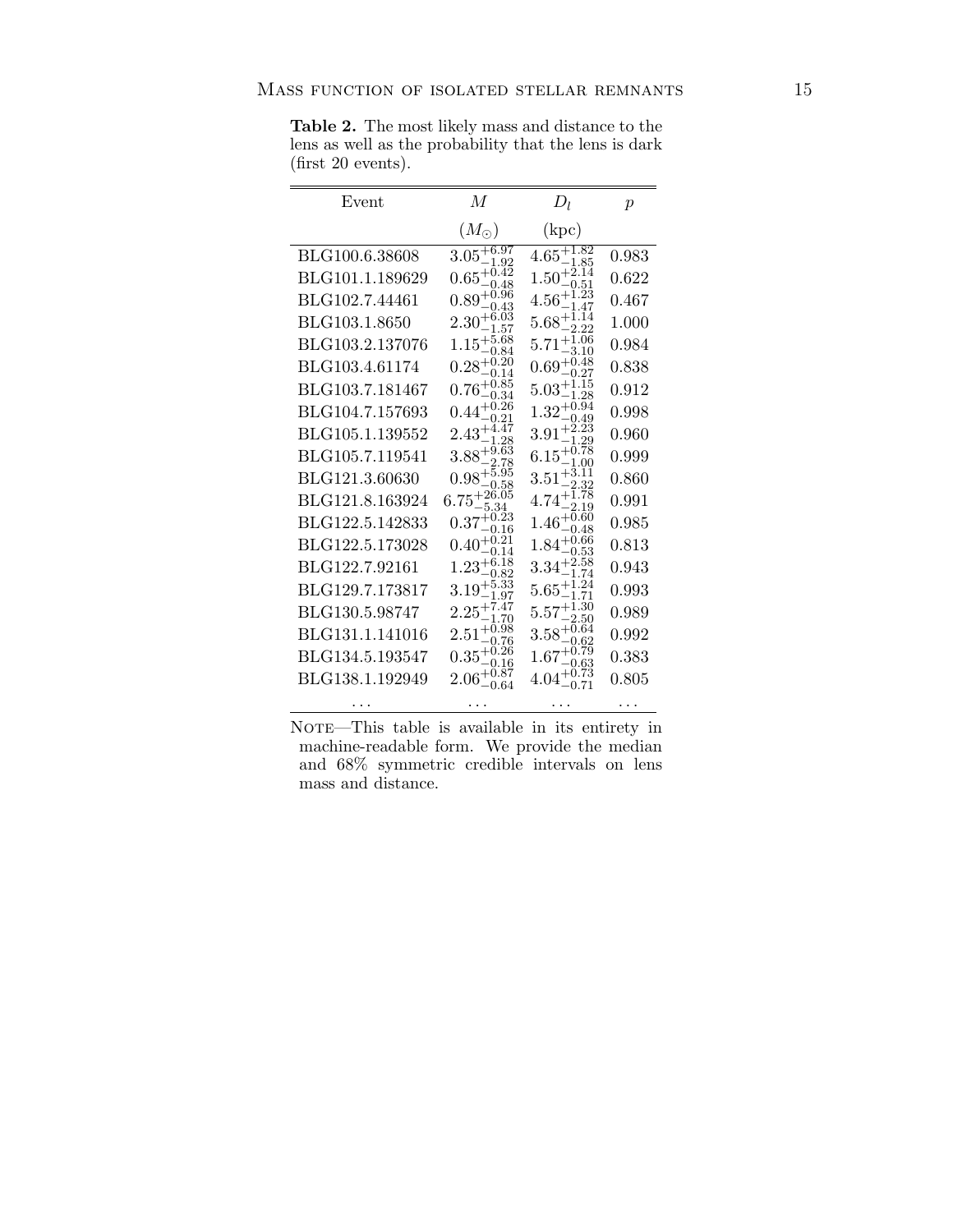**Table 2.** The most likely mass and distance to the lens as well as the probability that the lens is dark (first 20 events).

| Event | $M$ | $D_l$ | $p$ |
|---|---|---|---|
| | $(M_\odot)$ | (kpc) | |
| BLG100.6.38608 | $3.05^{+6.97}_{-1.92}$ | $4.65^{+1.82}_{-1.85}$ | 0.983 |
| BLG101.1.189629 | $0.65^{+0.42}_{-0.48}$ | $1.50^{+2.14}_{-0.51}$ | 0.622 |
| BLG102.7.44461 | $0.89^{+0.96}_{-0.43}$ | $4.56^{+1.23}_{-1.47}$ | 0.467 |
| BLG103.1.8650 | $2.30^{+6.03}_{-1.57}$ | $5.68^{+1.14}_{-2.22}$ | 1.000 |
| BLG103.2.137076 | $1.15^{+5.68}_{-0.84}$ | $5.71^{+1.06}_{-3.10}$ | 0.984 |
| BLG103.4.61174 | $0.28^{+0.20}_{-0.14}$ | $0.69^{+0.48}_{-0.27}$ | 0.838 |
| BLG103.7.181467 | $0.76^{+0.85}_{-0.34}$ | $5.03^{+1.15}_{-1.28}$ | 0.912 |
| BLG104.7.157693 | $0.44^{+0.26}_{-0.21}$ | $1.32^{+0.94}_{-0.49}$ | 0.998 |
| BLG105.1.139552 | $2.43^{+4.47}_{-1.28}$ | $3.91^{+2.23}_{-1.29}$ | 0.960 |
| BLG105.7.119541 | $3.88^{+9.63}_{-2.78}$ | $6.15^{+0.78}_{-1.00}$ | 0.999 |
| BLG121.3.60630 | $0.98^{+5.95}_{-0.58}$ | $3.51^{+3.11}_{-2.32}$ | 0.860 |
| BLG121.8.163924 | $6.75^{+26.05}_{-5.34}$ | $4.74^{+1.78}_{-2.19}$ | 0.991 |
| BLG122.5.142833 | $0.37^{+0.23}_{-0.16}$ | $1.46^{+0.60}_{-0.48}$ | 0.985 |
| BLG122.5.173028 | $0.40^{+0.21}_{-0.14}$ | $1.84^{+0.66}_{-0.53}$ | 0.813 |
| BLG122.7.92161 | $1.23^{+6.18}_{-0.82}$ | $3.34^{+2.58}_{-1.74}$ | 0.943 |
| BLG129.7.173817 | $3.19^{+5.33}_{-1.97}$ | $5.65^{+1.24}_{-1.71}$ | 0.993 |
| BLG130.5.98747 | $2.25^{+7.47}_{-1.70}$ | $5.57^{+1.30}_{-2.50}$ | 0.989 |
| BLG131.1.141016 | $2.51^{+0.98}_{-0.76}$ | $3.58^{+0.64}_{-0.62}$ | 0.992 |
| BLG134.5.193547 | $0.35^{+0.26}_{-0.16}$ | $1.67^{+0.79}_{-0.63}$ | 0.383 |
| BLG138.1.192949 | $2.06^{+0.87}_{-0.64}$ | $4.04^{+0.73}_{-0.71}$ | 0.805 |
| ... | ... | ... | ... |

Note—This table is available in its entirety in machine-readable form. We provide the median and 68% symmetric credible intervals on lens mass and distance.